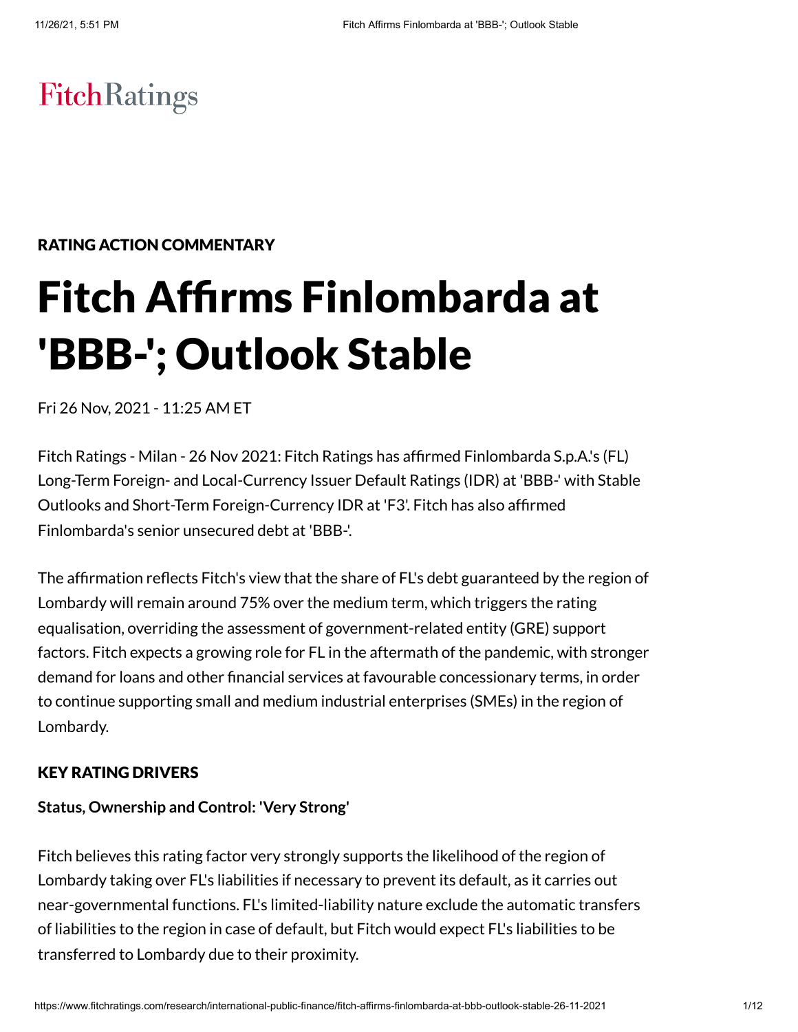FitchRatings

RATING ACTION COMMENTARY

# Fitch Affirms Finlombarda at 'BBB-'; Outlook Stable

Fri 26 Nov, 2021 - 11:25 AM ET

Fitch Ratings - Milan - 26 Nov 2021: Fitch Ratings has affirmed Finlombarda S.p.A.'s (FL) Long-Term Foreign- and Local-Currency Issuer Default Ratings (IDR) at 'BBB-' with Stable Outlooks and Short-Term Foreign-Currency IDR at 'F3'. Fitch has also affirmed Finlombarda's senior unsecured debt at 'BBB-'.

The affirmation reflects Fitch's view that the share of FL's debt guaranteed by the region of Lombardy will remain around 75% over the medium term, which triggers the rating equalisation, overriding the assessment of government-related entity (GRE) support factors. Fitch expects a growing role for FL in the aftermath of the pandemic, with stronger demand for loans and other financial services at favourable concessionary terms, in order to continue supporting small and medium industrial enterprises (SMEs) in the region of Lombardy.

## KEY RATING DRIVERS

**Status, Ownership and Control: 'Very Strong'**

Fitch believes this rating factor very strongly supports the likelihood of the region of Lombardy taking over FL's liabilities if necessary to prevent its default, as it carries out near-governmental functions. FL's limited-liability nature exclude the automatic transfers of liabilities to the region in case of default, but Fitch would expect FL's liabilities to be transferred to Lombardy due to their proximity.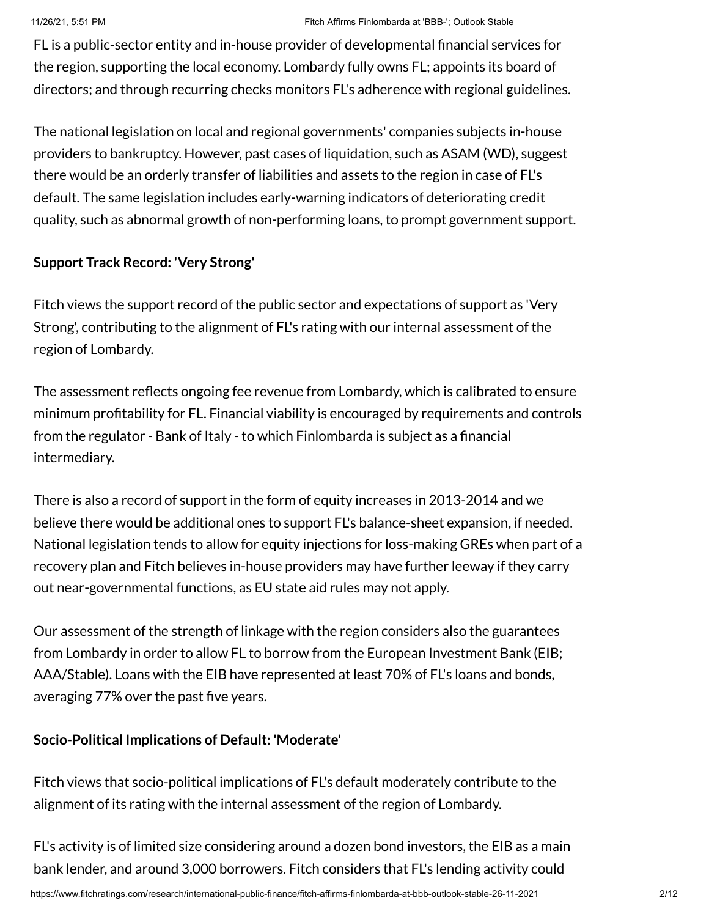FL is a public-sector entity and in-house provider of developmental financial services for the region, supporting the local economy. Lombardy fully owns FL; appoints its board of directors; and through recurring checks monitors FL's adherence with regional guidelines.

The national legislation on local and regional governments' companies subjects in-house providers to bankruptcy. However, past cases of liquidation, such as ASAM (WD), suggest there would be an orderly transfer of liabilities and assets to the region in case of FL's default. The same legislation includes early-warning indicators of deteriorating credit quality, such as abnormal growth of non-performing loans, to prompt government support.

**Support Track Record: 'Very Strong'**

Fitch views the support record of the public sector and expectations of support as 'Very Strong', contributing to the alignment of FL's rating with our internal assessment of the region of Lombardy.

The assessment reflects ongoing fee revenue from Lombardy, which is calibrated to ensure minimum profitability for FL. Financial viability is encouraged by requirements and controls from the regulator - Bank of Italy - to which Finlombarda is subject as a financial intermediary.

There is also a record of support in the form of equity increases in 2013-2014 and we believe there would be additional ones to support FL's balance-sheet expansion, if needed. National legislation tends to allow for equity injections for loss-making GREs when part of a recovery plan and Fitch believes in-house providers may have further leeway if they carry out near-governmental functions, as EU state aid rules may not apply.

Our assessment of the strength of linkage with the region considers also the guarantees from Lombardy in order to allow FL to borrow from the European Investment Bank (EIB; AAA/Stable). Loans with the EIB have represented at least 70% of FL's loans and bonds, averaging 77% over the past five years.

**Socio-Political Implications of Default: 'Moderate'**

Fitch views that socio-political implications of FL's default moderately contribute to the alignment of its rating with the internal assessment of the region of Lombardy.

FL's activity is of limited size considering around a dozen bond investors, the EIB as a main bank lender, and around 3,000 borrowers. Fitch considers that FL's lending activity could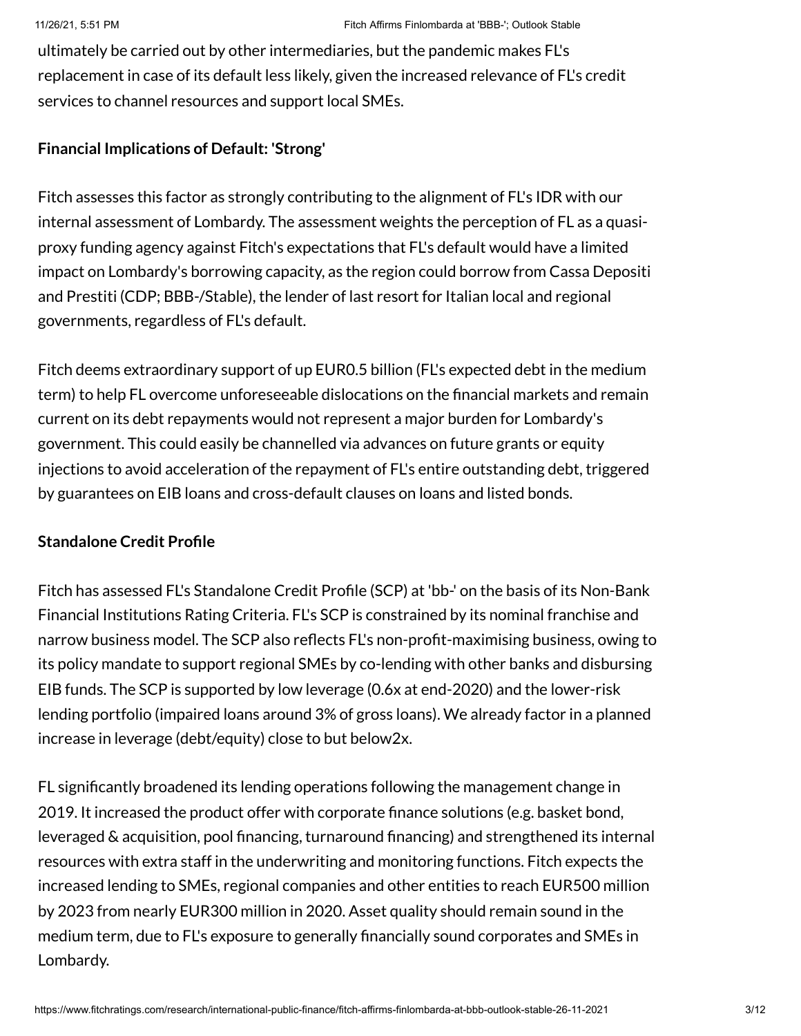ultimately be carried out by other intermediaries, but the pandemic makes FL's replacement in case of its default less likely, given the increased relevance of FL's credit services to channel resources and support local SMEs.

**Financial Implications of Default: 'Strong'**

Fitch assesses this factor as strongly contributing to the alignment of FL's IDR with our internal assessment of Lombardy. The assessment weights the perception of FL as a quasi-proxy funding agency against Fitch's expectations that FL's default would have a limited impact on Lombardy's borrowing capacity, as the region could borrow from Cassa Depositi and Prestiti (CDP; BBB-/Stable), the lender of last resort for Italian local and regional governments, regardless of FL's default.

Fitch deems extraordinary support of up EUR0.5 billion (FL's expected debt in the medium term) to help FL overcome unforeseeable dislocations on the financial markets and remain current on its debt repayments would not represent a major burden for Lombardy's government. This could easily be channelled via advances on future grants or equity injections to avoid acceleration of the repayment of FL's entire outstanding debt, triggered by guarantees on EIB loans and cross-default clauses on loans and listed bonds.

**Standalone Credit Profile**

Fitch has assessed FL's Standalone Credit Profile (SCP) at 'bb-' on the basis of its Non-Bank Financial Institutions Rating Criteria. FL's SCP is constrained by its nominal franchise and narrow business model. The SCP also reflects FL's non-profit-maximising business, owing to its policy mandate to support regional SMEs by co-lending with other banks and disbursing EIB funds. The SCP is supported by low leverage (0.6x at end-2020) and the lower-risk lending portfolio (impaired loans around 3% of gross loans). We already factor in a planned increase in leverage (debt/equity) close to but below2x.

FL significantly broadened its lending operations following the management change in 2019. It increased the product offer with corporate finance solutions (e.g. basket bond, leveraged & acquisition, pool financing, turnaround financing) and strengthened its internal resources with extra staff in the underwriting and monitoring functions. Fitch expects the increased lending to SMEs, regional companies and other entities to reach EUR500 million by 2023 from nearly EUR300 million in 2020. Asset quality should remain sound in the medium term, due to FL's exposure to generally financially sound corporates and SMEs in Lombardy.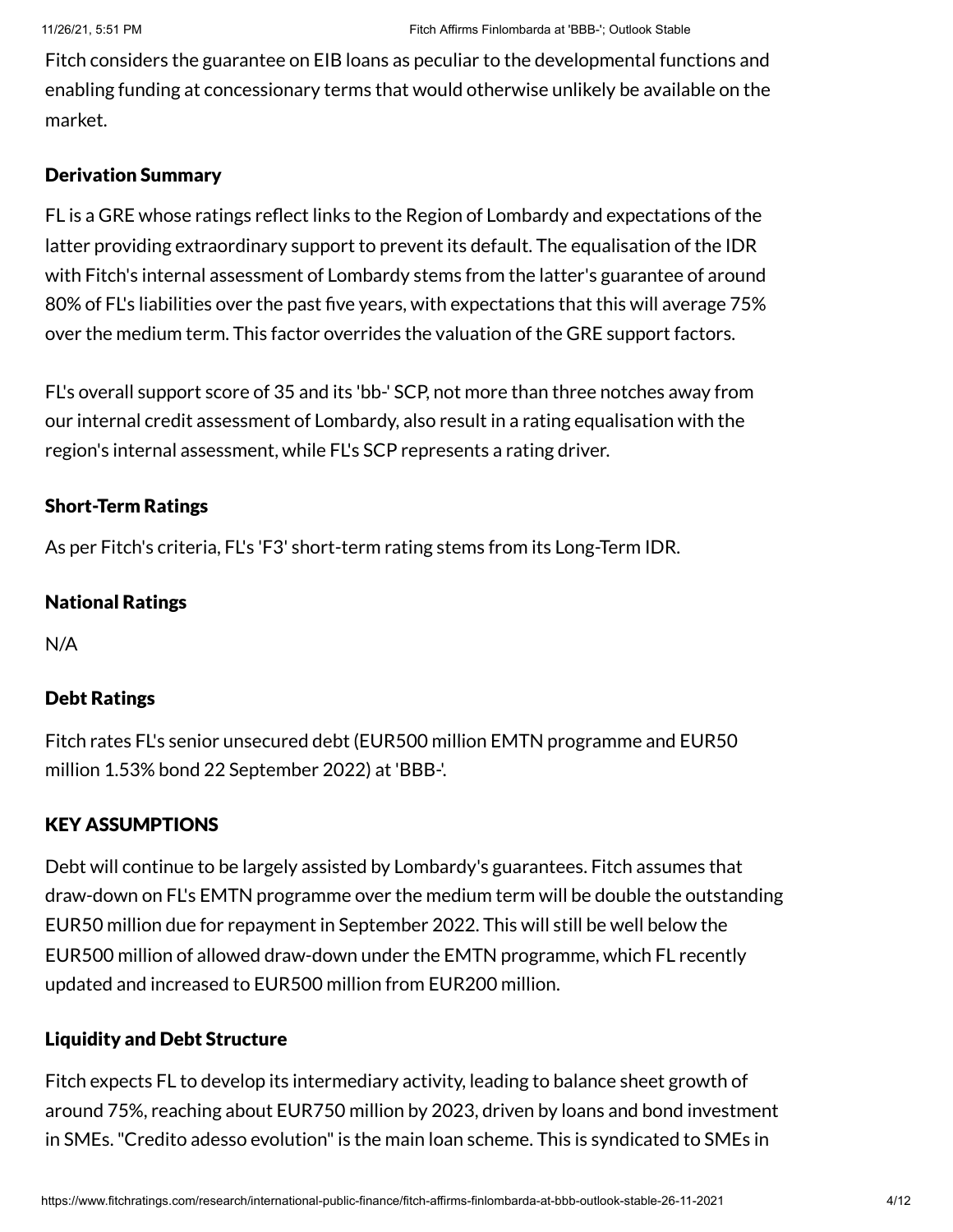Fitch considers the guarantee on EIB loans as peculiar to the developmental functions and enabling funding at concessionary terms that would otherwise unlikely be available on the market.

### Derivation Summary

FL is a GRE whose ratings reflect links to the Region of Lombardy and expectations of the latter providing extraordinary support to prevent its default. The equalisation of the IDR with Fitch's internal assessment of Lombardy stems from the latter's guarantee of around 80% of FL's liabilities over the past five years, with expectations that this will average 75% over the medium term. This factor overrides the valuation of the GRE support factors.

FL's overall support score of 35 and its 'bb-' SCP, not more than three notches away from our internal credit assessment of Lombardy, also result in a rating equalisation with the region's internal assessment, while FL's SCP represents a rating driver.

### Short-Term Ratings

As per Fitch's criteria, FL's 'F3' short-term rating stems from its Long-Term IDR.

### National Ratings

N/A

### Debt Ratings

Fitch rates FL's senior unsecured debt (EUR500 million EMTN programme and EUR50 million 1.53% bond 22 September 2022) at 'BBB-'.

### KEY ASSUMPTIONS

Debt will continue to be largely assisted by Lombardy's guarantees. Fitch assumes that draw-down on FL's EMTN programme over the medium term will be double the outstanding EUR50 million due for repayment in September 2022. This will still be well below the EUR500 million of allowed draw-down under the EMTN programme, which FL recently updated and increased to EUR500 million from EUR200 million.

### Liquidity and Debt Structure

Fitch expects FL to develop its intermediary activity, leading to balance sheet growth of around 75%, reaching about EUR750 million by 2023, driven by loans and bond investment in SMEs. "Credito adesso evolution" is the main loan scheme. This is syndicated to SMEs in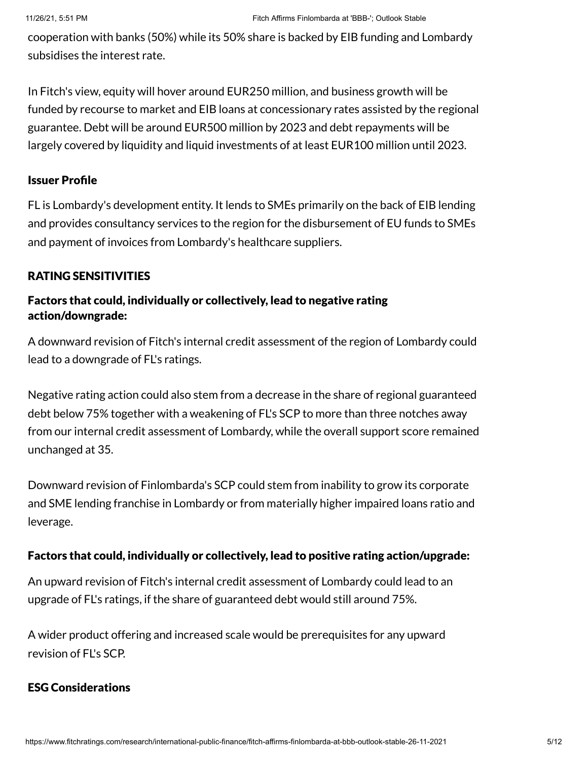cooperation with banks (50%) while its 50% share is backed by EIB funding and Lombardy subsidises the interest rate.

In Fitch's view, equity will hover around EUR250 million, and business growth will be funded by recourse to market and EIB loans at concessionary rates assisted by the regional guarantee. Debt will be around EUR500 million by 2023 and debt repayments will be largely covered by liquidity and liquid investments of at least EUR100 million until 2023.

### Issuer Profile

FL is Lombardy's development entity. It lends to SMEs primarily on the back of EIB lending and provides consultancy services to the region for the disbursement of EU funds to SMEs and payment of invoices from Lombardy's healthcare suppliers.

## RATING SENSITIVITIES

### Factors that could, individually or collectively, lead to negative rating action/downgrade:

A downward revision of Fitch's internal credit assessment of the region of Lombardy could lead to a downgrade of FL's ratings.

Negative rating action could also stem from a decrease in the share of regional guaranteed debt below 75% together with a weakening of FL's SCP to more than three notches away from our internal credit assessment of Lombardy, while the overall support score remained unchanged at 35.

Downward revision of Finlombarda's SCP could stem from inability to grow its corporate and SME lending franchise in Lombardy or from materially higher impaired loans ratio and leverage.

### Factors that could, individually or collectively, lead to positive rating action/upgrade:

An upward revision of Fitch's internal credit assessment of Lombardy could lead to an upgrade of FL's ratings, if the share of guaranteed debt would still around 75%.

A wider product offering and increased scale would be prerequisites for any upward revision of FL's SCP.

### ESG Considerations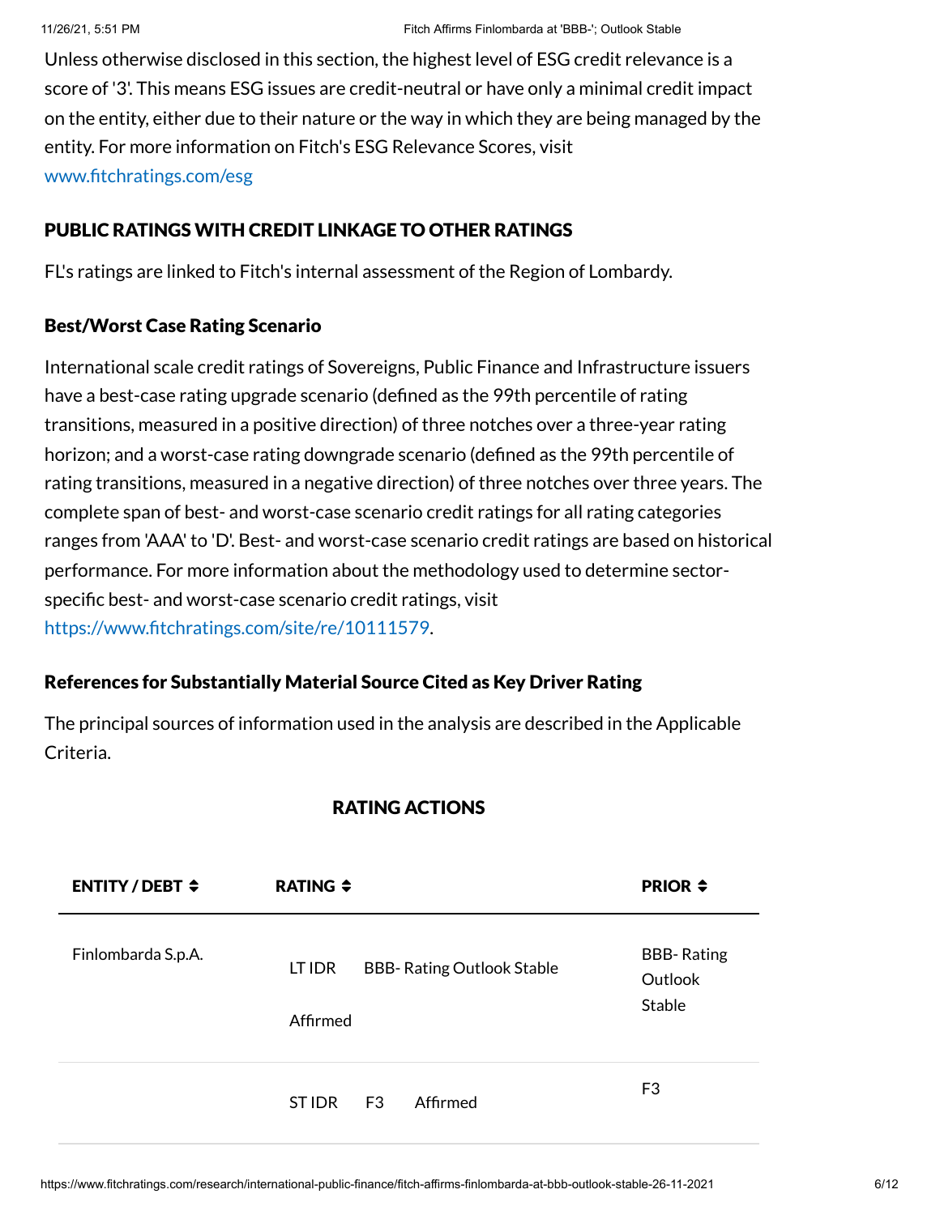Unless otherwise disclosed in this section, the highest level of ESG credit relevance is a score of '3'. This means ESG issues are credit-neutral or have only a minimal credit impact on the entity, either due to their nature or the way in which they are being managed by the entity. For more information on Fitch's ESG Relevance Scores, visit www.fitchratings.com/esg

## PUBLIC RATINGS WITH CREDIT LINKAGE TO OTHER RATINGS

FL's ratings are linked to Fitch's internal assessment of the Region of Lombardy.

### Best/Worst Case Rating Scenario

International scale credit ratings of Sovereigns, Public Finance and Infrastructure issuers have a best-case rating upgrade scenario (defined as the 99th percentile of rating transitions, measured in a positive direction) of three notches over a three-year rating horizon; and a worst-case rating downgrade scenario (defined as the 99th percentile of rating transitions, measured in a negative direction) of three notches over three years. The complete span of best- and worst-case scenario credit ratings for all rating categories ranges from 'AAA' to 'D'. Best- and worst-case scenario credit ratings are based on historical performance. For more information about the methodology used to determine sector-specific best- and worst-case scenario credit ratings, visit https://www.fitchratings.com/site/re/10111579.

### References for Substantially Material Source Cited as Key Driver Rating

The principal sources of information used in the analysis are described in the Applicable Criteria.

## RATING ACTIONS

| ENTITY / DEBT | RATING | | | PRIOR |
|---|---|---|---|---|
| Finlombarda S.p.A. | LT IDR | BBB- Rating Outlook Stable | Affirmed | BBB- Rating Outlook Stable |
| | ST IDR | F3 | Affirmed | F3 |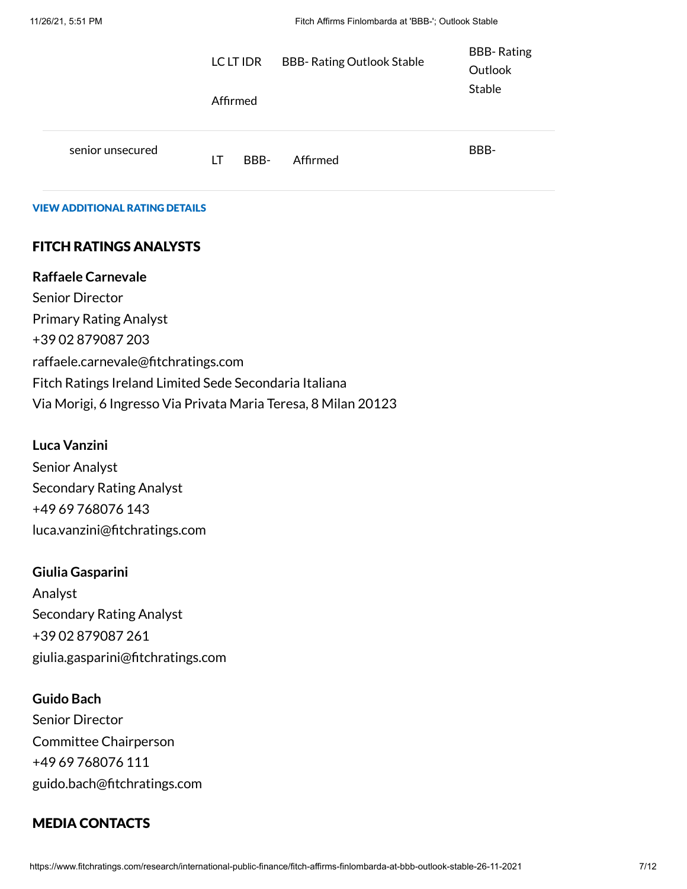| | | | |
|---|---|---|---|
| | LC LT IDR<br>Affirmed | BBB- Rating Outlook Stable | BBB- Rating Outlook Stable |
| senior unsecured | LT BBB- | Affirmed | BBB- |

VIEW ADDITIONAL RATING DETAILS

## FITCH RATINGS ANALYSTS

**Raffaele Carnevale**
Senior Director
Primary Rating Analyst
+39 02 879087 203
raffaele.carnevale@fitchratings.com
Fitch Ratings Ireland Limited Sede Secondaria Italiana
Via Morigi, 6 Ingresso Via Privata Maria Teresa, 8 Milan 20123

**Luca Vanzini**
Senior Analyst
Secondary Rating Analyst
+49 69 768076 143
luca.vanzini@fitchratings.com

**Giulia Gasparini**
Analyst
Secondary Rating Analyst
+39 02 879087 261
giulia.gasparini@fitchratings.com

**Guido Bach**
Senior Director
Committee Chairperson
+49 69 768076 111
guido.bach@fitchratings.com

## MEDIA CONTACTS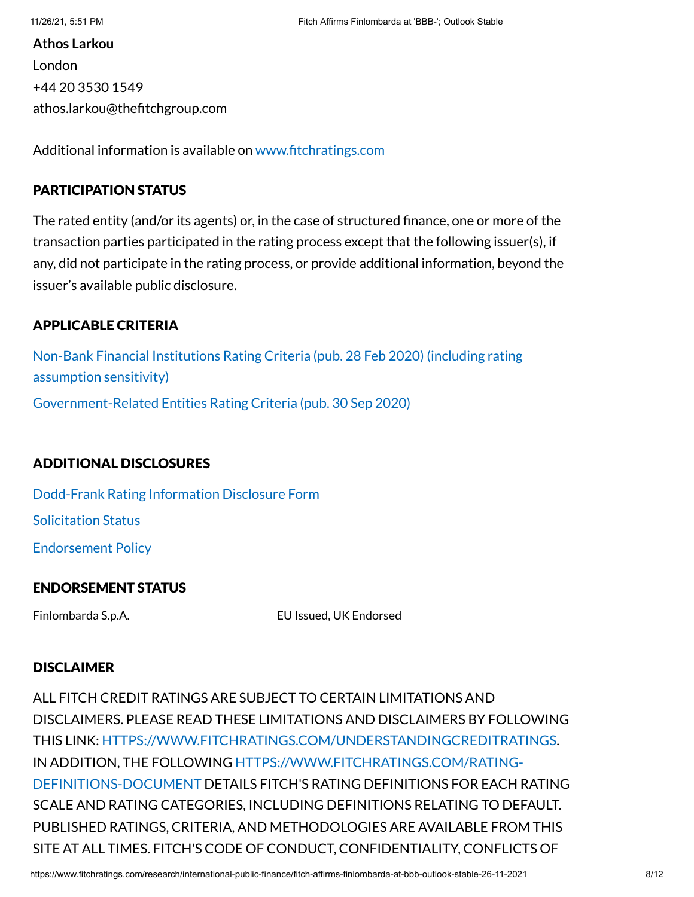**Athos Larkou**
London
+44 20 3530 1549
athos.larkou@thefitchgroup.com

Additional information is available on www.fitchratings.com

## PARTICIPATION STATUS

The rated entity (and/or its agents) or, in the case of structured finance, one or more of the transaction parties participated in the rating process except that the following issuer(s), if any, did not participate in the rating process, or provide additional information, beyond the issuer's available public disclosure.

## APPLICABLE CRITERIA

Non-Bank Financial Institutions Rating Criteria (pub. 28 Feb 2020) (including rating assumption sensitivity)

Government-Related Entities Rating Criteria (pub. 30 Sep 2020)

## ADDITIONAL DISCLOSURES

Dodd-Frank Rating Information Disclosure Form

Solicitation Status

Endorsement Policy

## ENDORSEMENT STATUS

| | |
|---|---|
| Finlombarda S.p.A. | EU Issued, UK Endorsed |

## DISCLAIMER

ALL FITCH CREDIT RATINGS ARE SUBJECT TO CERTAIN LIMITATIONS AND DISCLAIMERS. PLEASE READ THESE LIMITATIONS AND DISCLAIMERS BY FOLLOWING THIS LINK: HTTPS://WWW.FITCHRATINGS.COM/UNDERSTANDINGCREDITRATINGS. IN ADDITION, THE FOLLOWING HTTPS://WWW.FITCHRATINGS.COM/RATING-DEFINITIONS-DOCUMENT DETAILS FITCH'S RATING DEFINITIONS FOR EACH RATING SCALE AND RATING CATEGORIES, INCLUDING DEFINITIONS RELATING TO DEFAULT. PUBLISHED RATINGS, CRITERIA, AND METHODOLOGIES ARE AVAILABLE FROM THIS SITE AT ALL TIMES. FITCH'S CODE OF CONDUCT, CONFIDENTIALITY, CONFLICTS OF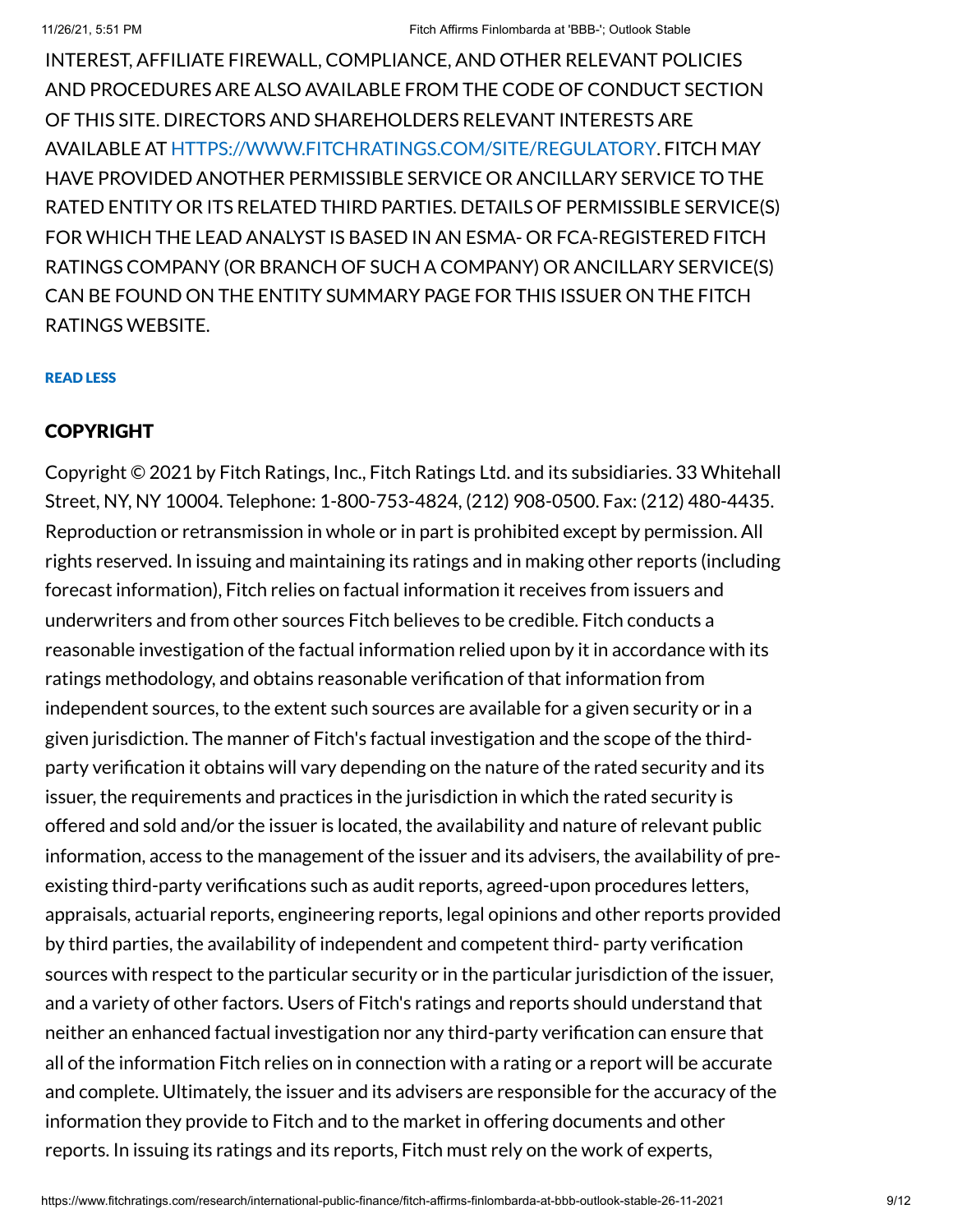INTEREST, AFFILIATE FIREWALL, COMPLIANCE, AND OTHER RELEVANT POLICIES AND PROCEDURES ARE ALSO AVAILABLE FROM THE CODE OF CONDUCT SECTION OF THIS SITE. DIRECTORS AND SHAREHOLDERS RELEVANT INTERESTS ARE AVAILABLE AT HTTPS://WWW.FITCHRATINGS.COM/SITE/REGULATORY. FITCH MAY HAVE PROVIDED ANOTHER PERMISSIBLE SERVICE OR ANCILLARY SERVICE TO THE RATED ENTITY OR ITS RELATED THIRD PARTIES. DETAILS OF PERMISSIBLE SERVICE(S) FOR WHICH THE LEAD ANALYST IS BASED IN AN ESMA- OR FCA-REGISTERED FITCH RATINGS COMPANY (OR BRANCH OF SUCH A COMPANY) OR ANCILLARY SERVICE(S) CAN BE FOUND ON THE ENTITY SUMMARY PAGE FOR THIS ISSUER ON THE FITCH RATINGS WEBSITE.

READ LESS

## COPYRIGHT

Copyright © 2021 by Fitch Ratings, Inc., Fitch Ratings Ltd. and its subsidiaries. 33 Whitehall Street, NY, NY 10004. Telephone: 1-800-753-4824, (212) 908-0500. Fax: (212) 480-4435. Reproduction or retransmission in whole or in part is prohibited except by permission. All rights reserved. In issuing and maintaining its ratings and in making other reports (including forecast information), Fitch relies on factual information it receives from issuers and underwriters and from other sources Fitch believes to be credible. Fitch conducts a reasonable investigation of the factual information relied upon by it in accordance with its ratings methodology, and obtains reasonable verification of that information from independent sources, to the extent such sources are available for a given security or in a given jurisdiction. The manner of Fitch's factual investigation and the scope of the third-party verification it obtains will vary depending on the nature of the rated security and its issuer, the requirements and practices in the jurisdiction in which the rated security is offered and sold and/or the issuer is located, the availability and nature of relevant public information, access to the management of the issuer and its advisers, the availability of pre-existing third-party verifications such as audit reports, agreed-upon procedures letters, appraisals, actuarial reports, engineering reports, legal opinions and other reports provided by third parties, the availability of independent and competent third- party verification sources with respect to the particular security or in the particular jurisdiction of the issuer, and a variety of other factors. Users of Fitch's ratings and reports should understand that neither an enhanced factual investigation nor any third-party verification can ensure that all of the information Fitch relies on in connection with a rating or a report will be accurate and complete. Ultimately, the issuer and its advisers are responsible for the accuracy of the information they provide to Fitch and to the market in offering documents and other reports. In issuing its ratings and its reports, Fitch must rely on the work of experts,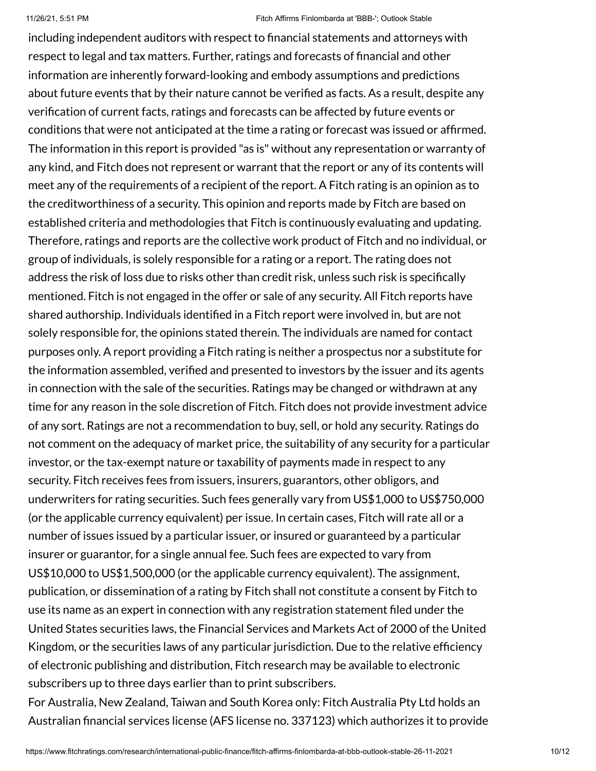including independent auditors with respect to financial statements and attorneys with respect to legal and tax matters. Further, ratings and forecasts of financial and other information are inherently forward-looking and embody assumptions and predictions about future events that by their nature cannot be verified as facts. As a result, despite any verification of current facts, ratings and forecasts can be affected by future events or conditions that were not anticipated at the time a rating or forecast was issued or affirmed. The information in this report is provided "as is" without any representation or warranty of any kind, and Fitch does not represent or warrant that the report or any of its contents will meet any of the requirements of a recipient of the report. A Fitch rating is an opinion as to the creditworthiness of a security. This opinion and reports made by Fitch are based on established criteria and methodologies that Fitch is continuously evaluating and updating. Therefore, ratings and reports are the collective work product of Fitch and no individual, or group of individuals, is solely responsible for a rating or a report. The rating does not address the risk of loss due to risks other than credit risk, unless such risk is specifically mentioned. Fitch is not engaged in the offer or sale of any security. All Fitch reports have shared authorship. Individuals identified in a Fitch report were involved in, but are not solely responsible for, the opinions stated therein. The individuals are named for contact purposes only. A report providing a Fitch rating is neither a prospectus nor a substitute for the information assembled, verified and presented to investors by the issuer and its agents in connection with the sale of the securities. Ratings may be changed or withdrawn at any time for any reason in the sole discretion of Fitch. Fitch does not provide investment advice of any sort. Ratings are not a recommendation to buy, sell, or hold any security. Ratings do not comment on the adequacy of market price, the suitability of any security for a particular investor, or the tax-exempt nature or taxability of payments made in respect to any security. Fitch receives fees from issuers, insurers, guarantors, other obligors, and underwriters for rating securities. Such fees generally vary from US$1,000 to US$750,000 (or the applicable currency equivalent) per issue. In certain cases, Fitch will rate all or a number of issues issued by a particular issuer, or insured or guaranteed by a particular insurer or guarantor, for a single annual fee. Such fees are expected to vary from US$10,000 to US$1,500,000 (or the applicable currency equivalent). The assignment, publication, or dissemination of a rating by Fitch shall not constitute a consent by Fitch to use its name as an expert in connection with any registration statement filed under the United States securities laws, the Financial Services and Markets Act of 2000 of the United Kingdom, or the securities laws of any particular jurisdiction. Due to the relative efficiency of electronic publishing and distribution, Fitch research may be available to electronic subscribers up to three days earlier than to print subscribers.

For Australia, New Zealand, Taiwan and South Korea only: Fitch Australia Pty Ltd holds an Australian financial services license (AFS license no. 337123) which authorizes it to provide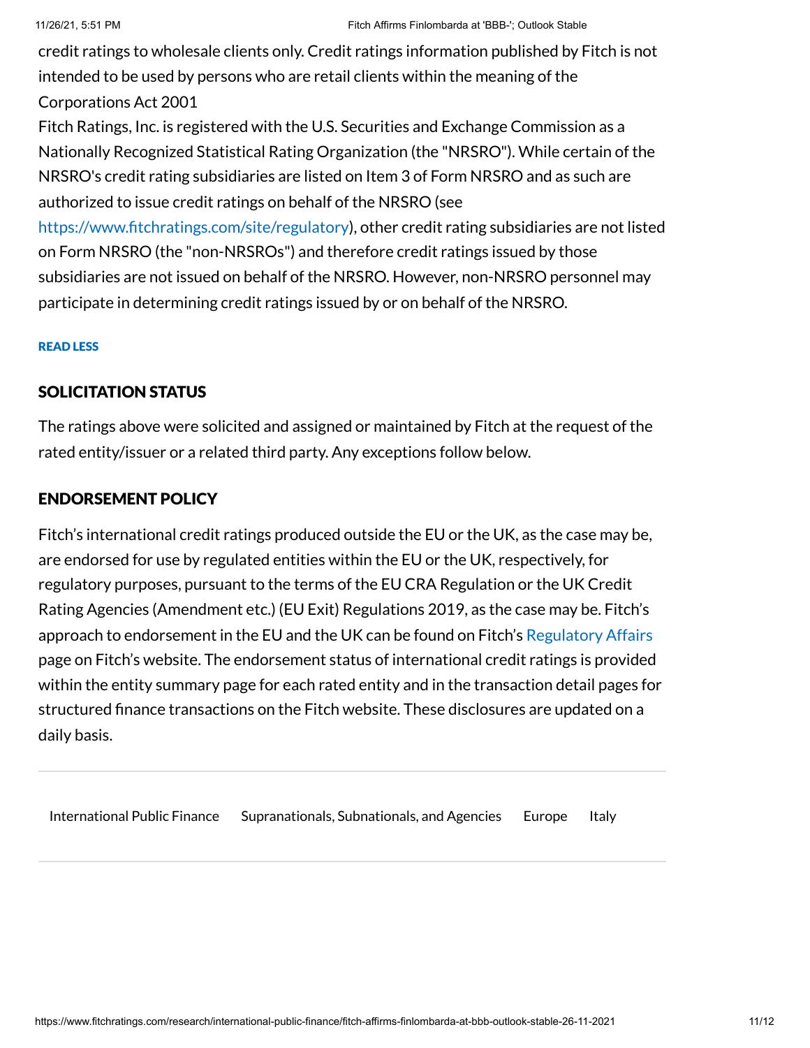credit ratings to wholesale clients only. Credit ratings information published by Fitch is not intended to be used by persons who are retail clients within the meaning of the Corporations Act 2001

Fitch Ratings, Inc. is registered with the U.S. Securities and Exchange Commission as a Nationally Recognized Statistical Rating Organization (the "NRSRO"). While certain of the NRSRO's credit rating subsidiaries are listed on Item 3 of Form NRSRO and as such are authorized to issue credit ratings on behalf of the NRSRO (see https://www.fitchratings.com/site/regulatory), other credit rating subsidiaries are not listed on Form NRSRO (the "non-NRSROs") and therefore credit ratings issued by those subsidiaries are not issued on behalf of the NRSRO. However, non-NRSRO personnel may participate in determining credit ratings issued by or on behalf of the NRSRO.

READ LESS

## SOLICITATION STATUS

The ratings above were solicited and assigned or maintained by Fitch at the request of the rated entity/issuer or a related third party. Any exceptions follow below.

## ENDORSEMENT POLICY

Fitch's international credit ratings produced outside the EU or the UK, as the case may be, are endorsed for use by regulated entities within the EU or the UK, respectively, for regulatory purposes, pursuant to the terms of the EU CRA Regulation or the UK Credit Rating Agencies (Amendment etc.) (EU Exit) Regulations 2019, as the case may be. Fitch's approach to endorsement in the EU and the UK can be found on Fitch's Regulatory Affairs page on Fitch's website. The endorsement status of international credit ratings is provided within the entity summary page for each rated entity and in the transaction detail pages for structured finance transactions on the Fitch website. These disclosures are updated on a daily basis.

International Public Finance    Supranationals, Subnationals, and Agencies    Europe    Italy